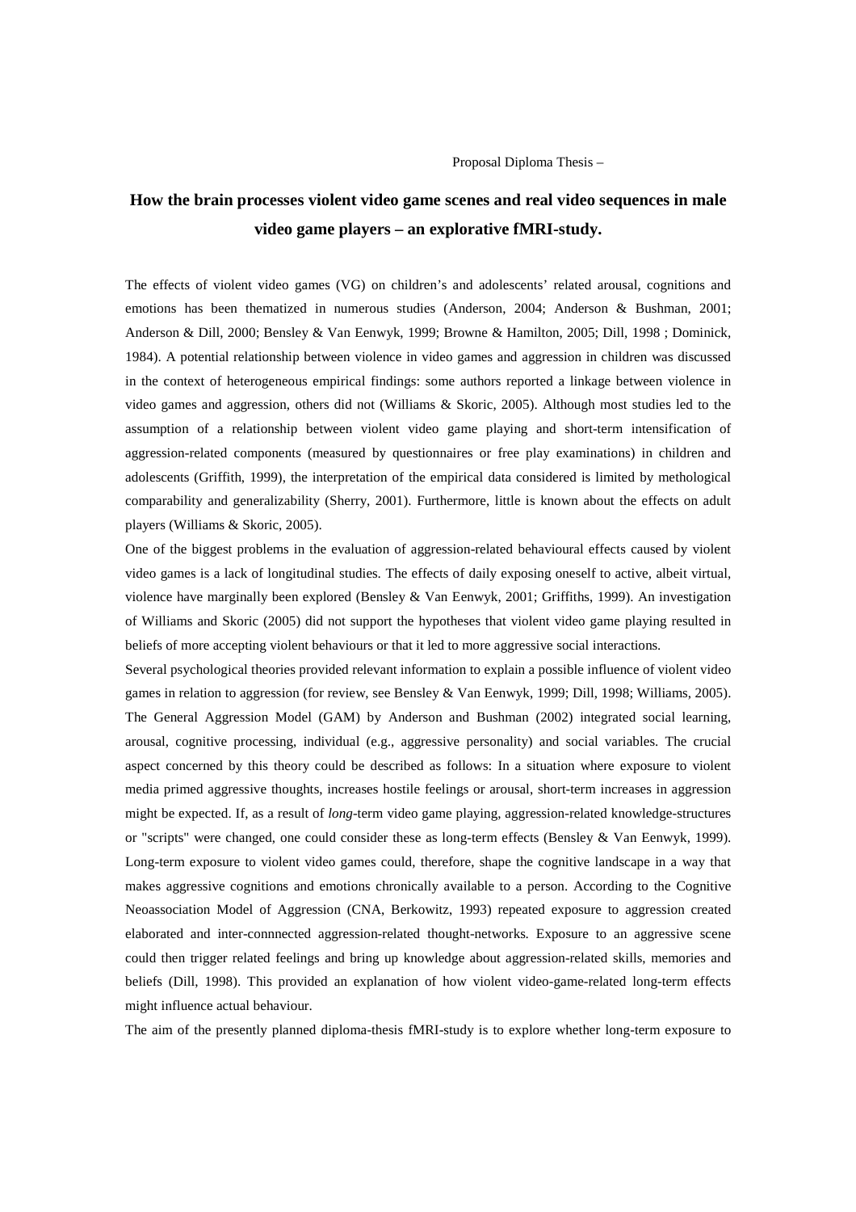Proposal Diploma Thesis –

# How the brain processes violent video game scenes and real video sequences in male video game players – an explorative fMRI-study.

The effects of violent video games (VG) on children's and adolescents' related arousal, cognitions and emotions has been thematized in numerous studies (Anderson, 2004; Anderson & Bushman, 2001; Anderson & Dill, 2000; Bensley & Van Eenwyk, 1999; Browne & Hamilton, 2005; Dill, 1998 ; Dominick, 1984). A potential relationship between violence in video games and aggression in children was discussed in the context of heterogeneous empirical findings: some authors reported a linkage between violence in video games and aggression, others did not (Williams & Skoric, 2005). Although most studies led to the assumption of a relationship between violent video game playing and short-term intensification of aggression-related components (measured by questionnaires or free play examinations) in children and adolescents (Griffith, 1999), the interpretation of the empirical data considered is limited by methological comparability and generalizability (Sherry, 2001). Furthermore, little is known about the effects on adult players (Williams & Skoric, 2005).

One of the biggest problems in the evaluation of aggression-related behavioural effects caused by violent video games is a lack of longitudinal studies. The effects of daily exposing oneself to active, albeit virtual, violence have marginally been explored (Bensley & Van Eenwyk, 2001; Griffiths, 1999). An investigation of Williams and Skoric (2005) did not support the hypotheses that violent video game playing resulted in beliefs of more accepting violent behaviours or that it led to more aggressive social interactions.

Several psychological theories provided relevant information to explain a possible influence of violent video games in relation to aggression (for review, see Bensley & Van Eenwyk, 1999; Dill, 1998; Williams, 2005). The General Aggression Model (GAM) by Anderson and Bushman (2002) integrated social learning, arousal, cognitive processing, individual (e.g., aggressive personality) and social variables. The crucial aspect concerned by this theory could be described as follows: In a situation where exposure to violent media primed aggressive thoughts, increases hostile feelings or arousal, short-term increases in aggression might be expected. If, as a result of *long*-term video game playing, aggression-related knowledge-structures or "scripts" were changed, one could consider these as long-term effects (Bensley & Van Eenwyk, 1999). Long-term exposure to violent video games could, therefore, shape the cognitive landscape in a way that makes aggressive cognitions and emotions chronically available to a person. According to the Cognitive Neoassociation Model of Aggression (CNA, Berkowitz, 1993) repeated exposure to aggression created elaborated and inter-connnected aggression-related thought-networks. Exposure to an aggressive scene could then trigger related feelings and bring up knowledge about aggression-related skills, memories and beliefs (Dill, 1998). This provided an explanation of how violent video-game-related long-term effects might influence actual behaviour.

The aim of the presently planned diploma-thesis fMRI-study is to explore whether long-term exposure to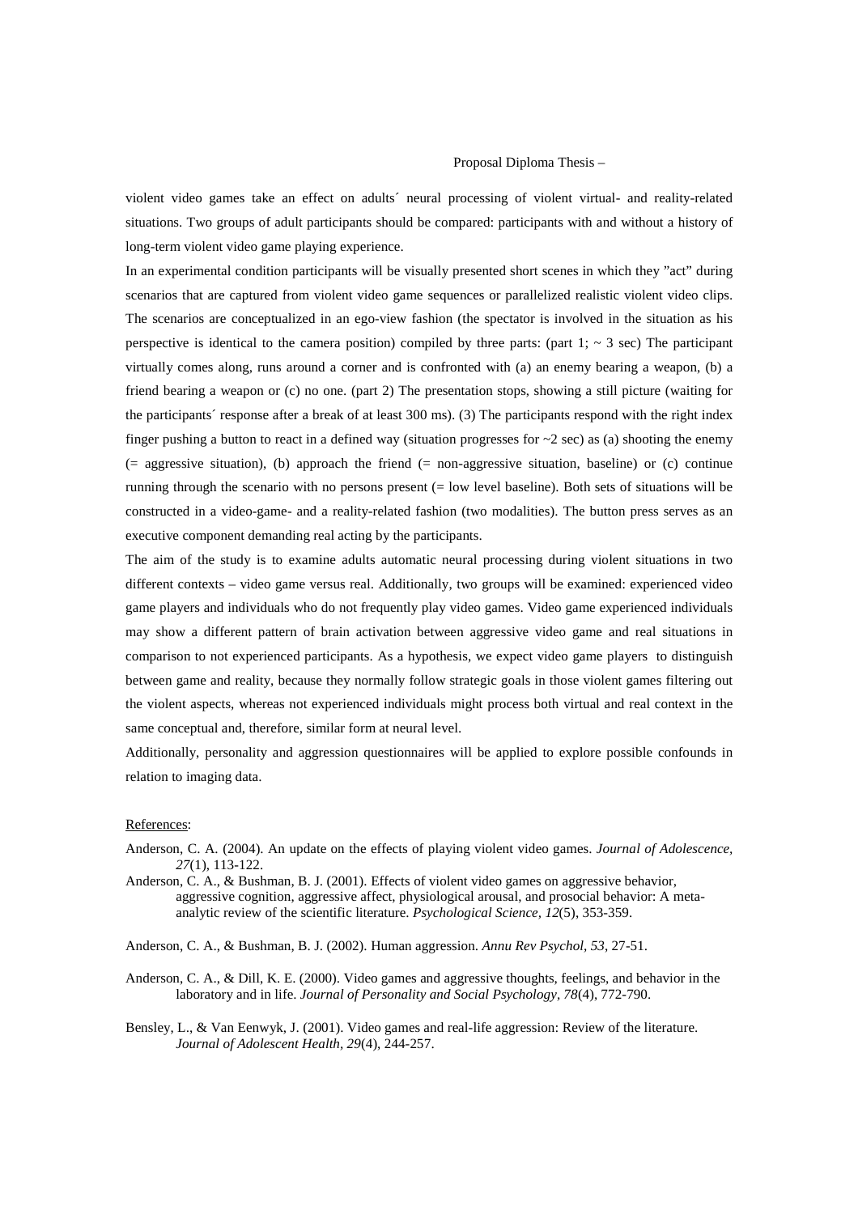violent video games take an effect on adults´ neural processing of violent virtual- and reality-related situations. Two groups of adult participants should be compared: participants with and without a history of long-term violent video game playing experience.

In an experimental condition participants will be visually presented short scenes in which they "act" during scenarios that are captured from violent video game sequences or parallelized realistic violent video clips. The scenarios are conceptualized in an ego-view fashion (the spectator is involved in the situation as his perspective is identical to the camera position) compiled by three parts: (part 1; ~ 3 sec) The participant virtually comes along, runs around a corner and is confronted with (a) an enemy bearing a weapon, (b) a friend bearing a weapon or (c) no one. (part 2) The presentation stops, showing a still picture (waiting for the participants´ response after a break of at least 300 ms). (3) The participants respond with the right index finger pushing a button to react in a defined way (situation progresses for ~2 sec) as (a) shooting the enemy (= aggressive situation), (b) approach the friend (= non-aggressive situation, baseline) or (c) continue running through the scenario with no persons present (= low level baseline). Both sets of situations will be constructed in a video-game- and a reality-related fashion (two modalities). The button press serves as an executive component demanding real acting by the participants.

The aim of the study is to examine adults automatic neural processing during violent situations in two different contexts – video game versus real. Additionally, two groups will be examined: experienced video game players and individuals who do not frequently play video games. Video game experienced individuals may show a different pattern of brain activation between aggressive video game and real situations in comparison to not experienced participants. As a hypothesis, we expect video game players to distinguish between game and reality, because they normally follow strategic goals in those violent games filtering out the violent aspects, whereas not experienced individuals might process both virtual and real context in the same conceptual and, therefore, similar form at neural level.

Additionally, personality and aggression questionnaires will be applied to explore possible confounds in relation to imaging data.

References:

Anderson, C. A. (2004). An update on the effects of playing violent video games. *Journal of Adolescence, 27*(1), 113-122.

Anderson, C. A., & Bushman, B. J. (2001). Effects of violent video games on aggressive behavior, aggressive cognition, aggressive affect, physiological arousal, and prosocial behavior: A meta-analytic review of the scientific literature. *Psychological Science, 12*(5), 353-359.

Anderson, C. A., & Bushman, B. J. (2002). Human aggression. *Annu Rev Psychol, 53*, 27-51.

Anderson, C. A., & Dill, K. E. (2000). Video games and aggressive thoughts, feelings, and behavior in the laboratory and in life. *Journal of Personality and Social Psychology, 78*(4), 772-790.

Bensley, L., & Van Eenwyk, J. (2001). Video games and real-life aggression: Review of the literature. *Journal of Adolescent Health, 29*(4), 244-257.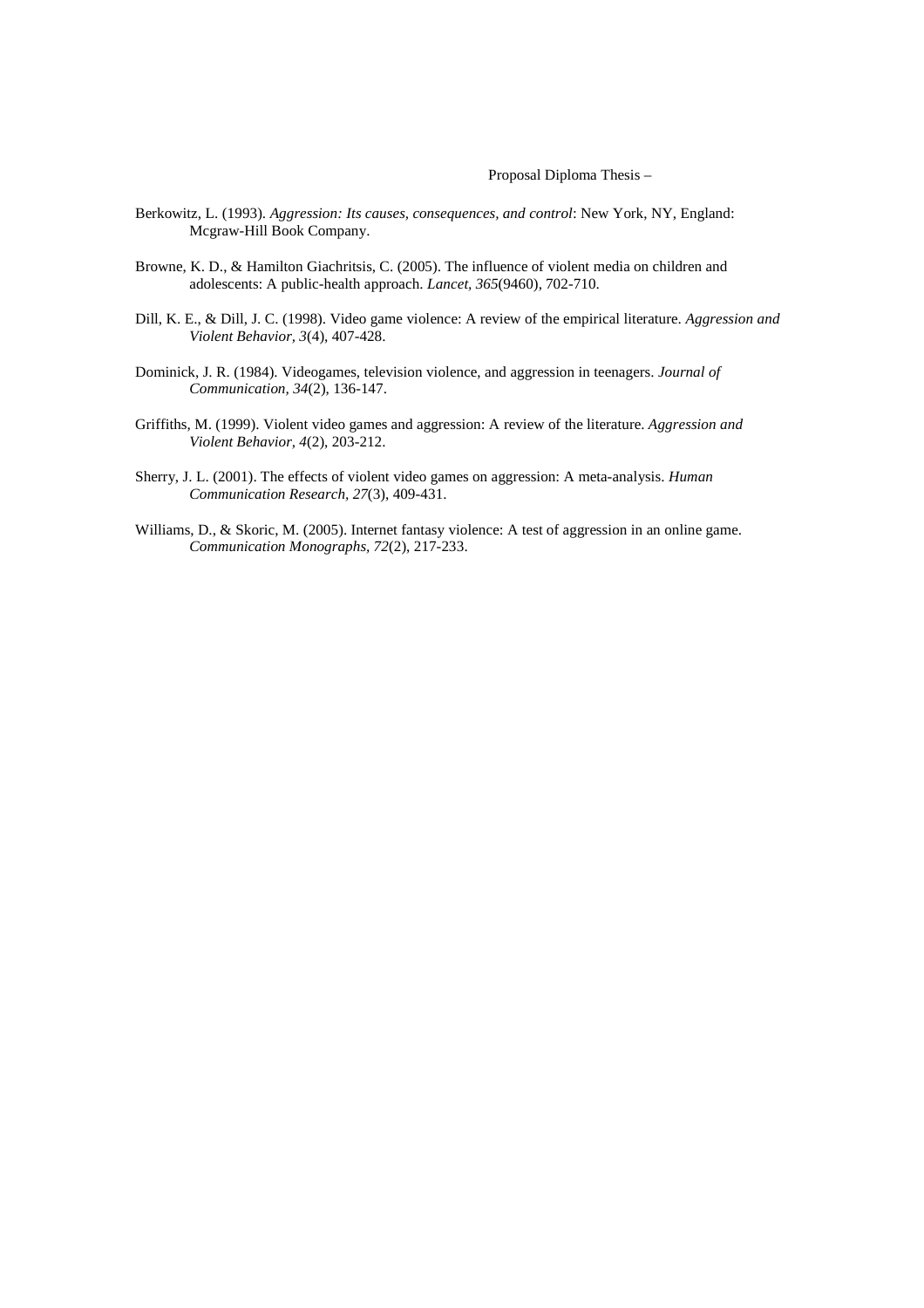Berkowitz, L. (1993). *Aggression: Its causes, consequences, and control*: New York, NY, England: Mcgraw-Hill Book Company.

Browne, K. D., & Hamilton Giachritsis, C. (2005). The influence of violent media on children and adolescents: A public-health approach. *Lancet, 365*(9460), 702-710.

Dill, K. E., & Dill, J. C. (1998). Video game violence: A review of the empirical literature. *Aggression and Violent Behavior, 3*(4), 407-428.

Dominick, J. R. (1984). Videogames, television violence, and aggression in teenagers. *Journal of Communication, 34*(2), 136-147.

Griffiths, M. (1999). Violent video games and aggression: A review of the literature. *Aggression and Violent Behavior, 4*(2), 203-212.

Sherry, J. L. (2001). The effects of violent video games on aggression: A meta-analysis. *Human Communication Research, 27*(3), 409-431.

Williams, D., & Skoric, M. (2005). Internet fantasy violence: A test of aggression in an online game. *Communication Monographs, 72*(2), 217-233.